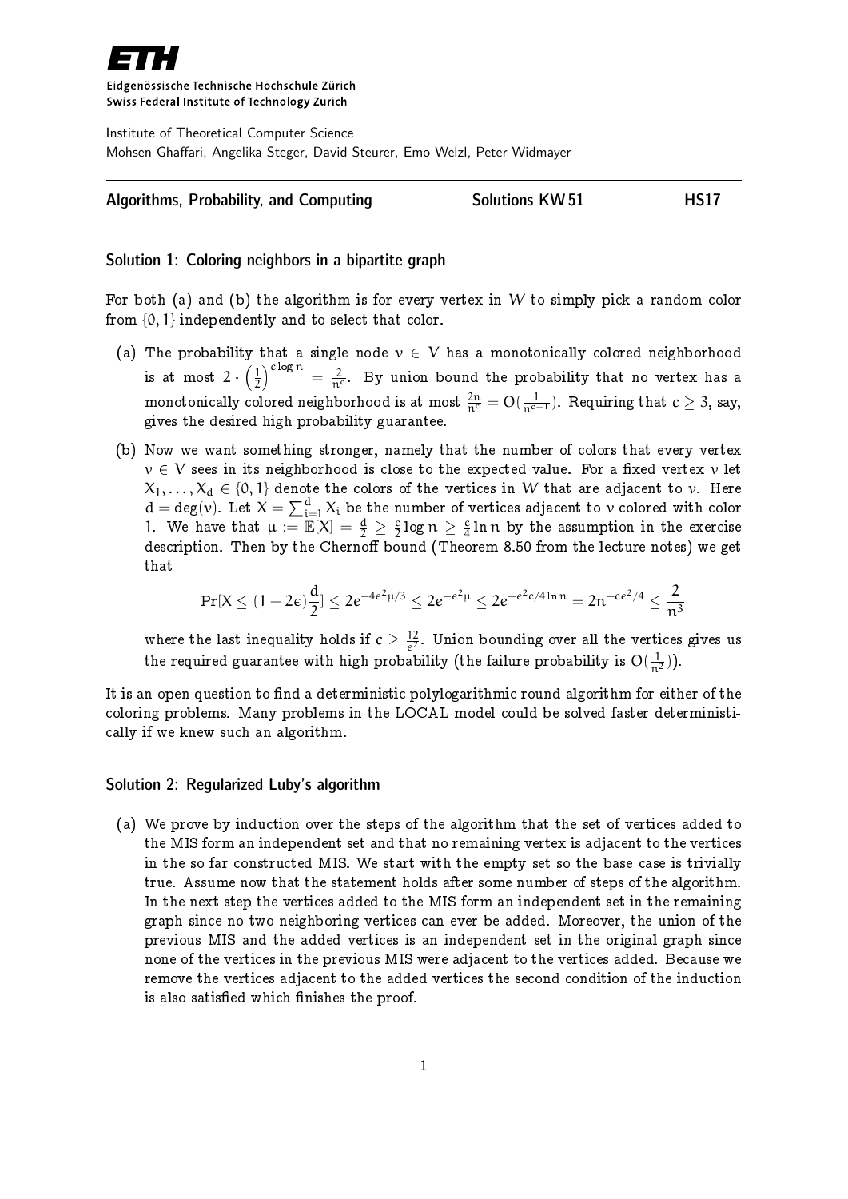ETH

Eidgenössische Technische Hochschule Zürich
Swiss Federal Institute of Technology Zurich

Institute of Theoretical Computer Science
Mohsen Ghaffari, Angelika Steger, David Steurer, Emo Welzl, Peter Widmayer

| Algorithms, Probability, and Computing | Solutions KW 51 | HS17 |
|---|---|---|

### Solution 1: Coloring neighbors in a bipartite graph

For both (a) and (b) the algorithm is for every vertex in $W$ to simply pick a random color from $\{0, 1\}$ independently and to select that color.

(a) The probability that a single node $v \in V$ has a monotonically colored neighborhood is at most $2 \cdot \left(\frac{1}{2}\right)^{c \log n} = \frac{2}{n^c}$. By union bound the probability that no vertex has a monotonically colored neighborhood is at most $\frac{2n}{n^c} = O(\frac{1}{n^{c-1}})$. Requiring that $c \geq 3$, say, gives the desired high probability guarantee.

(b) Now we want something stronger, namely that the number of colors that every vertex $v \in V$ sees in its neighborhood is close to the expected value. For a fixed vertex $v$ let $X_1, \ldots, X_d \in \{0, 1\}$ denote the colors of the vertices in $W$ that are adjacent to $v$. Here $d = \deg(v)$. Let $X = \sum_{i=1}^{d} X_i$ be the number of vertices adjacent to $v$ colored with color 1. We have that $\mu := \mathbb{E}[X] = \frac{d}{2} \geq \frac{c}{2} \log n \geq \frac{c}{4} \ln n$ by the assumption in the exercise description. Then by the Chernoff bound (Theorem 8.50 from the lecture notes) we get that

$$\Pr[X \leq (1 - 2\epsilon)\frac{d}{2}] \leq 2e^{-4\epsilon^2\mu/3} \leq 2e^{-\epsilon^2\mu} \leq 2e^{-\epsilon^2 c/4 \ln n} = 2n^{-c\epsilon^2/4} \leq \frac{2}{n^3}$$

where the last inequality holds if $c \geq \frac{12}{\epsilon^2}$. Union bounding over all the vertices gives us the required guarantee with high probability (the failure probability is $O(\frac{1}{n^2})$).

It is an open question to find a deterministic polylogarithmic round algorithm for either of the coloring problems. Many problems in the LOCAL model could be solved faster deterministically if we knew such an algorithm.

### Solution 2: Regularized Luby's algorithm

(a) We prove by induction over the steps of the algorithm that the set of vertices added to the MIS form an independent set and that no remaining vertex is adjacent to the vertices in the so far constructed MIS. We start with the empty set so the base case is trivially true. Assume now that the statement holds after some number of steps of the algorithm. In the next step the vertices added to the MIS form an independent set in the remaining graph since no two neighboring vertices can ever be added. Moreover, the union of the previous MIS and the added vertices is an independent set in the original graph since none of the vertices in the previous MIS were adjacent to the vertices added. Because we remove the vertices adjacent to the added vertices the second condition of the induction is also satisfied which finishes the proof.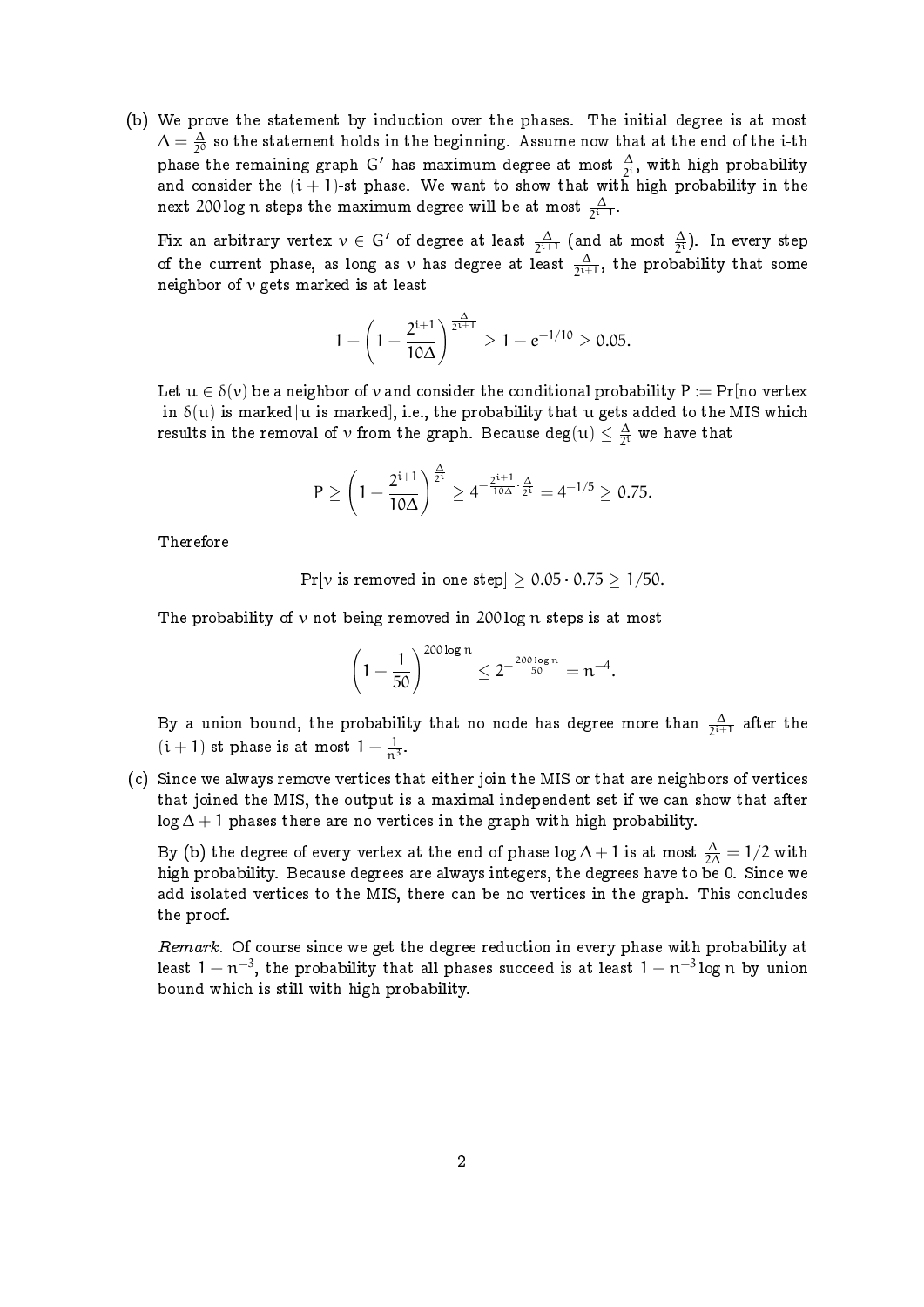(b) We prove the statement by induction over the phases. The initial degree is at most $\Delta = \frac{\Delta}{2^0}$ so the statement holds in the beginning. Assume now that at the end of the i-th phase the remaining graph $G'$ has maximum degree at most $\frac{\Delta}{2^i}$, with high probability and consider the $(i+1)$-st phase. We want to show that with high probability in the next $200 \log n$ steps the maximum degree will be at most $\frac{\Delta}{2^{i+1}}$.

Fix an arbitrary vertex $v \in G'$ of degree at least $\frac{\Delta}{2^{i+1}}$ (and at most $\frac{\Delta}{2^i}$). In every step of the current phase, as long as $v$ has degree at least $\frac{\Delta}{2^{i+1}}$, the probability that some neighbor of $v$ gets marked is at least

$$1 - \left(1 - \frac{2^{i+1}}{10\Delta}\right)^{\frac{\Delta}{2^{i+1}}} \geq 1 - e^{-1/10} \geq 0.05.$$

Let $u \in \delta(v)$ be a neighbor of $v$ and consider the conditional probability $P := \Pr[\text{no vertex in } \delta(u) \text{ is marked} | u \text{ is marked}]$, i.e., the probability that $u$ gets added to the MIS which results in the removal of $v$ from the graph. Because $\deg(u) \leq \frac{\Delta}{2^i}$ we have that

$$P \geq \left(1 - \frac{2^{i+1}}{10\Delta}\right)^{\frac{\Delta}{2^i}} \geq 4^{-\frac{2^{i+1}}{10\Delta} \cdot \frac{\Delta}{2^i}} = 4^{-1/5} \geq 0.75.$$

Therefore

$$\Pr[v \text{ is removed in one step}] \geq 0.05 \cdot 0.75 \geq 1/50.$$

The probability of $v$ not being removed in $200 \log n$ steps is at most

$$\left(1 - \frac{1}{50}\right)^{200 \log n} \leq 2^{-\frac{200 \log n}{50}} = n^{-4}.$$

By a union bound, the probability that no node has degree more than $\frac{\Delta}{2^{i+1}}$ after the $(i+1)$-st phase is at most $1 - \frac{1}{n^3}$.

(c) Since we always remove vertices that either join the MIS or that are neighbors of vertices that joined the MIS, the output is a maximal independent set if we can show that after $\log \Delta + 1$ phases there are no vertices in the graph with high probability.

By (b) the degree of every vertex at the end of phase $\log \Delta + 1$ is at most $\frac{\Delta}{2\Delta} = 1/2$ with high probability. Because degrees are always integers, the degrees have to be 0. Since we add isolated vertices to the MIS, there can be no vertices in the graph. This concludes the proof.

*Remark.* Of course since we get the degree reduction in every phase with probability at least $1 - n^{-3}$, the probability that all phases succeed is at least $1 - n^{-3} \log n$ by union bound which is still with high probability.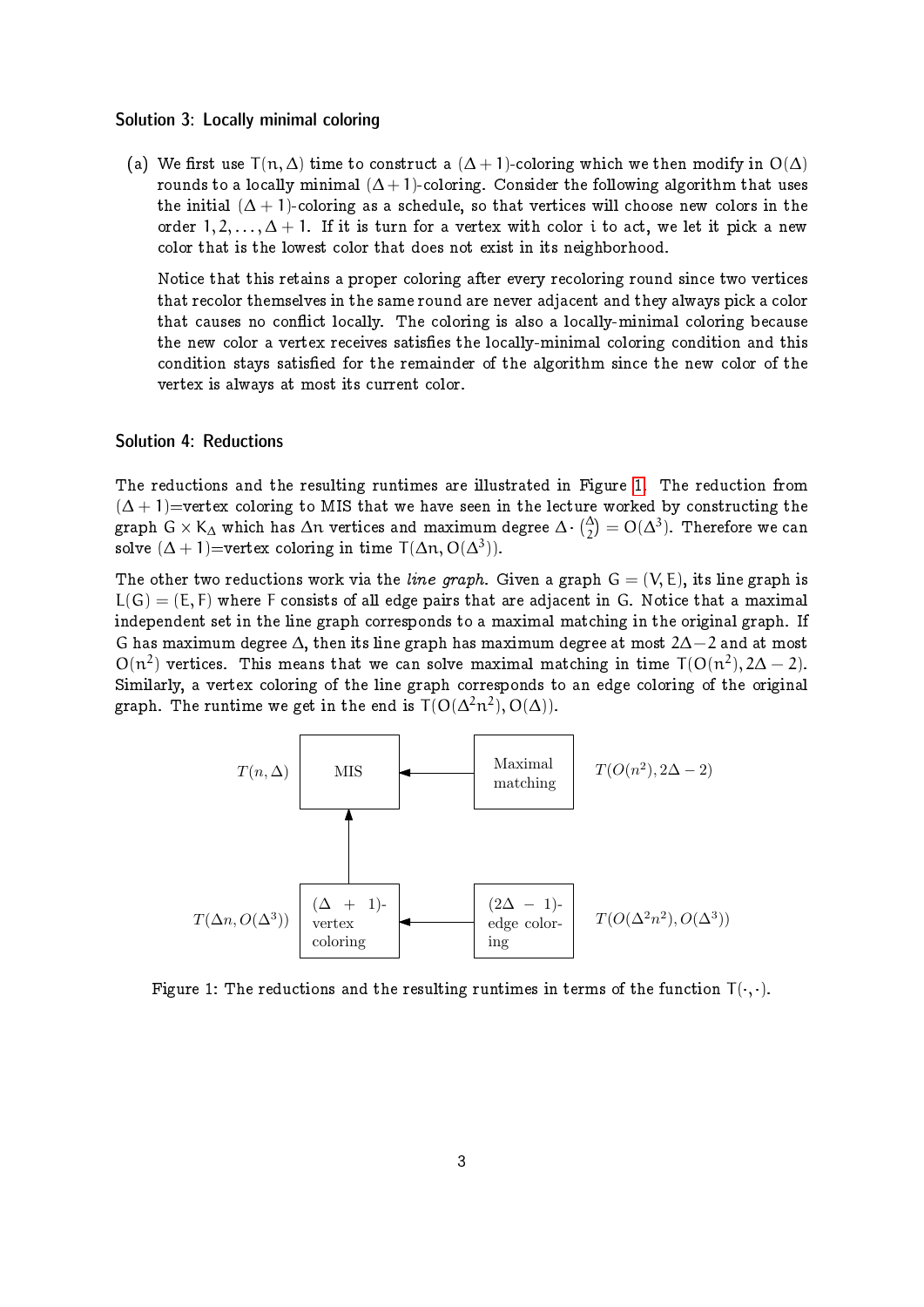### Solution 3: Locally minimal coloring

(a) We first use $T(n, \Delta)$ time to construct a $(\Delta+1)$-coloring which we then modify in $O(\Delta)$ rounds to a locally minimal $(\Delta+1)$-coloring. Consider the following algorithm that uses the initial $(\Delta+1)$-coloring as a schedule, so that vertices will choose new colors in the order $1, 2, \ldots, \Delta+1$. If it is turn for a vertex with color $i$ to act, we let it pick a new color that is the lowest color that does not exist in its neighborhood.

Notice that this retains a proper coloring after every recoloring round since two vertices that recolor themselves in the same round are never adjacent and they always pick a color that causes no conflict locally. The coloring is also a locally-minimal coloring because the new color a vertex receives satisfies the locally-minimal coloring condition and this condition stays satisfied for the remainder of the algorithm since the new color of the vertex is always at most its current color.

### Solution 4: Reductions

The reductions and the resulting runtimes are illustrated in Figure 1. The reduction from $(\Delta+1)$=vertex coloring to MIS that we have seen in the lecture worked by constructing the graph $G \times K_\Delta$ which has $\Delta n$ vertices and maximum degree $\Delta \cdot \binom{\Delta}{2} = O(\Delta^3)$. Therefore we can solve $(\Delta+1)$=vertex coloring in time $T(\Delta n, O(\Delta^3))$.

The other two reductions work via the *line graph*. Given a graph $G = (V, E)$, its line graph is $L(G) = (E, F)$ where $F$ consists of all edge pairs that are adjacent in $G$. Notice that a maximal independent set in the line graph corresponds to a maximal matching in the original graph. If $G$ has maximum degree $\Delta$, then its line graph has maximum degree at most $2\Delta-2$ and at most $O(n^2)$ vertices. This means that we can solve maximal matching in time $T(O(n^2), 2\Delta-2)$. Similarly, a vertex coloring of the line graph corresponds to an edge coloring of the original graph. The runtime we get in the end is $T(O(\Delta^2 n^2), O(\Delta))$.

$T(n, \Delta)$ MIS

Maximal matching $T(O(n^2), 2\Delta - 2)$

$T(\Delta n, O(\Delta^3))$ $(\Delta+1)$-vertex coloring

$(2\Delta-1)$-edge coloring $T(O(\Delta^2 n^2), O(\Delta^3))$

Figure 1: The reductions and the resulting runtimes in terms of the function $T(\cdot, \cdot)$.